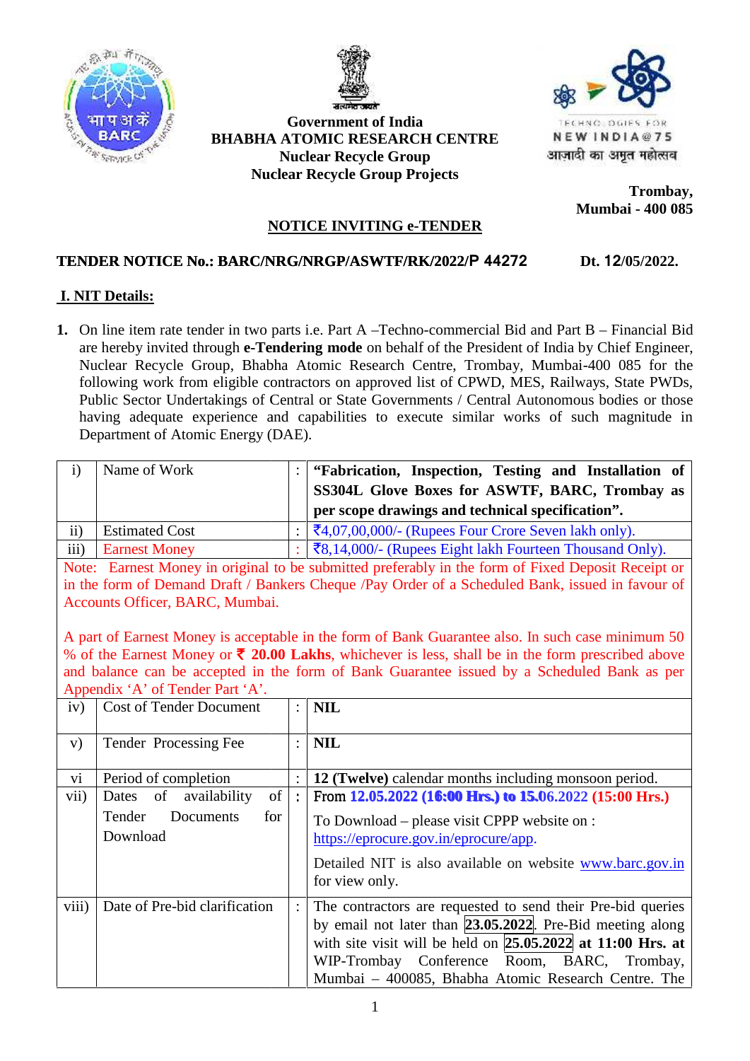Government of India
**BHABHA ATOMIC RESEARCH CENTRE**
**Nuclear Recycle Group**
**Nuclear Recycle Group Projects**

**Trombay,**
**Mumbai - 400 085**

## NOTICE INVITING e-TENDER

**TENDER NOTICE No.: BARC/NRG/NRGP/ASWTF/RK/2022/P 44272** **Dt. 12/05/2022.**

## I. NIT Details:

1. On line item rate tender in two parts i.e. Part A –Techno-commercial Bid and Part B – Financial Bid are hereby invited through **e-Tendering mode** on behalf of the President of India by Chief Engineer, Nuclear Recycle Group, Bhabha Atomic Research Centre, Trombay, Mumbai-400 085 for the following work from eligible contractors on approved list of CPWD, MES, Railways, State PWDs, Public Sector Undertakings of Central or State Governments / Central Autonomous bodies or those having adequate experience and capabilities to execute similar works of such magnitude in Department of Atomic Energy (DAE).

| | | | |
|---|---|---|---|
| i) | Name of Work | : | **"Fabrication, Inspection, Testing and Installation of SS304L Glove Boxes for ASWTF, BARC, Trombay as per scope drawings and technical specification".** |
| ii) | Estimated Cost | : | ₹4,07,00,000/- (Rupees Four Crore Seven lakh only). |
| iii) | Earnest Money | : | ₹8,14,000/- (Rupees Eight lakh Fourteen Thousand Only). |
| Note: Earnest Money in original to be submitted preferably in the form of Fixed Deposit Receipt or in the form of Demand Draft / Bankers Cheque /Pay Order of a Scheduled Bank, issued in favour of Accounts Officer, BARC, Mumbai. A part of Earnest Money is acceptable in the form of Bank Guarantee also. In such case minimum 50 % of the Earnest Money or ₹ **20.00 Lakhs**, whichever is less, shall be in the form prescribed above and balance can be accepted in the form of Bank Guarantee issued by a Scheduled Bank as per Appendix 'A' of Tender Part 'A'. | | | |
| iv) | Cost of Tender Document | : | **NIL** |
| v) | Tender Processing Fee | : | **NIL** |
| vi | Period of completion | : | **12 (Twelve)** calendar months including monsoon period. |
| vii) | Dates of availability of Tender Documents for Download | : | From **12.05.2022 (16:00 Hrs.) to 15.06.2022 (15:00 Hrs.)** To Download – please visit CPPP website on : https://eprocure.gov.in/eprocure/app. Detailed NIT is also available on website www.barc.gov.in for view only. |
| viii) | Date of Pre-bid clarification | : | The contractors are requested to send their Pre-bid queries by email not later than **23.05.2022**. Pre-Bid meeting along with site visit will be held on **25.05.2022 at 11:00 Hrs. at** WIP-Trombay Conference Room, BARC, Trombay, Mumbai – 400085, Bhabha Atomic Research Centre. The |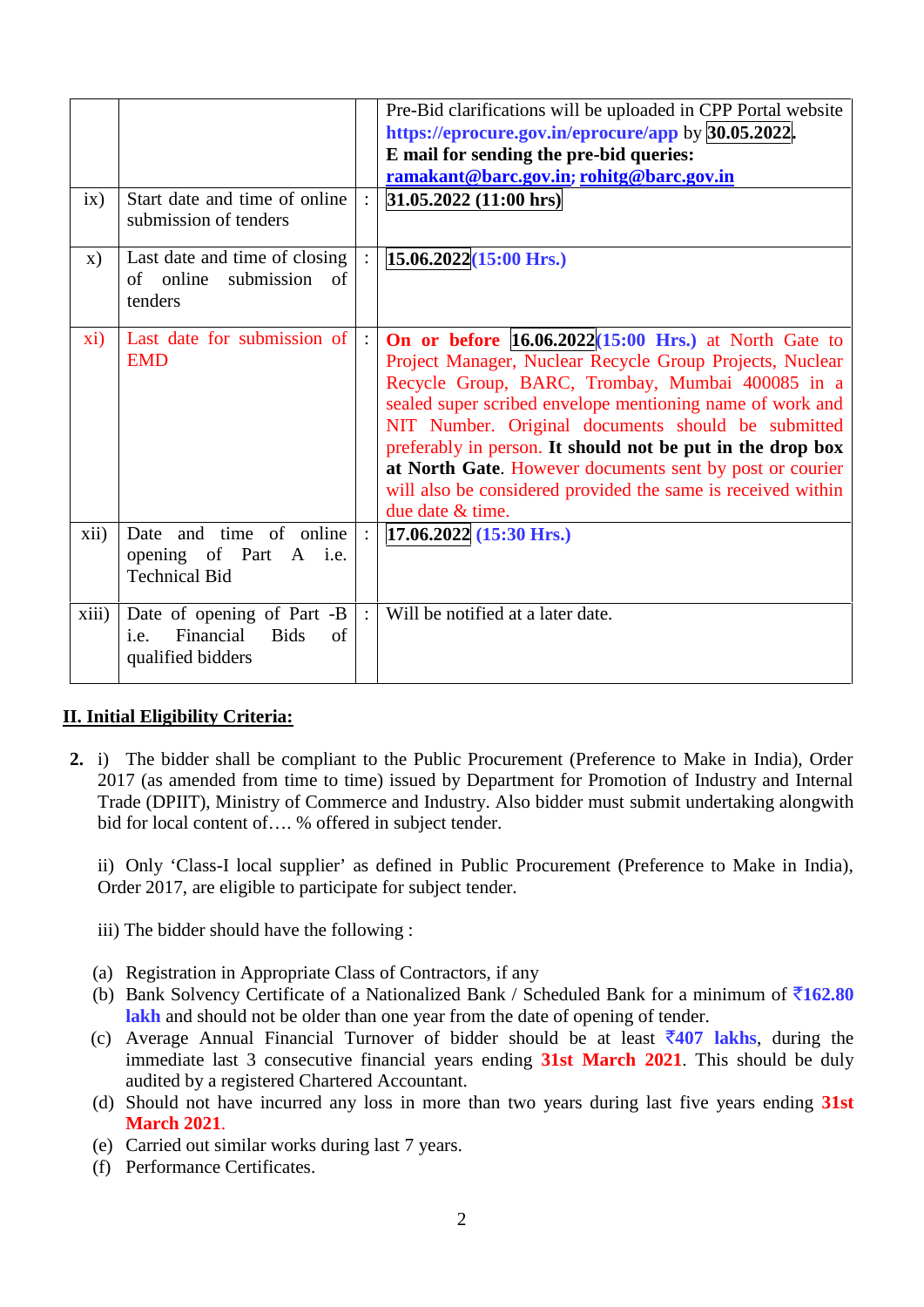| | | | |
|---|---|---|---|
| | | | Pre-Bid clarifications will be uploaded in CPP Portal website **https://eprocure.gov.in/eprocure/app** by **30.05.2022**. **E mail for sending the pre-bid queries:** **ramakant@barc.gov.in; rohitg@barc.gov.in** |
| ix) | Start date and time of online submission of tenders | : | **31.05.2022 (11:00 hrs)** |
| x) | Last date and time of closing of online submission of tenders | : | **15.06.2022(15:00 Hrs.)** |
| xi) | Last date for submission of EMD | : | **On or before 16.06.2022(15:00 Hrs.)** at North Gate to Project Manager, Nuclear Recycle Group Projects, Nuclear Recycle Group, BARC, Trombay, Mumbai 400085 in a sealed super scribed envelope mentioning name of work and NIT Number. Original documents should be submitted preferably in person. **It should not be put in the drop box at North Gate**. However documents sent by post or courier will also be considered provided the same is received within due date & time. |
| xii) | Date and time of online opening of Part A i.e. Technical Bid | : | **17.06.2022 (15:30 Hrs.)** |
| xiii) | Date of opening of Part -B i.e. Financial Bids of qualified bidders | : | Will be notified at a later date. |

## II. Initial Eligibility Criteria:

**2.** i) The bidder shall be compliant to the Public Procurement (Preference to Make in India), Order 2017 (as amended from time to time) issued by Department for Promotion of Industry and Internal Trade (DPIIT), Ministry of Commerce and Industry. Also bidder must submit undertaking alongwith bid for local content of…. % offered in subject tender.

ii) Only 'Class-I local supplier' as defined in Public Procurement (Preference to Make in India), Order 2017, are eligible to participate for subject tender.

iii) The bidder should have the following :

(a) Registration in Appropriate Class of Contractors, if any

(b) Bank Solvency Certificate of a Nationalized Bank / Scheduled Bank for a minimum of **₹162.80 lakh** and should not be older than one year from the date of opening of tender.

(c) Average Annual Financial Turnover of bidder should be at least **₹407 lakhs**, during the immediate last 3 consecutive financial years ending **31st March 2021**. This should be duly audited by a registered Chartered Accountant.

(d) Should not have incurred any loss in more than two years during last five years ending **31st March 2021**.

(e) Carried out similar works during last 7 years.

(f) Performance Certificates.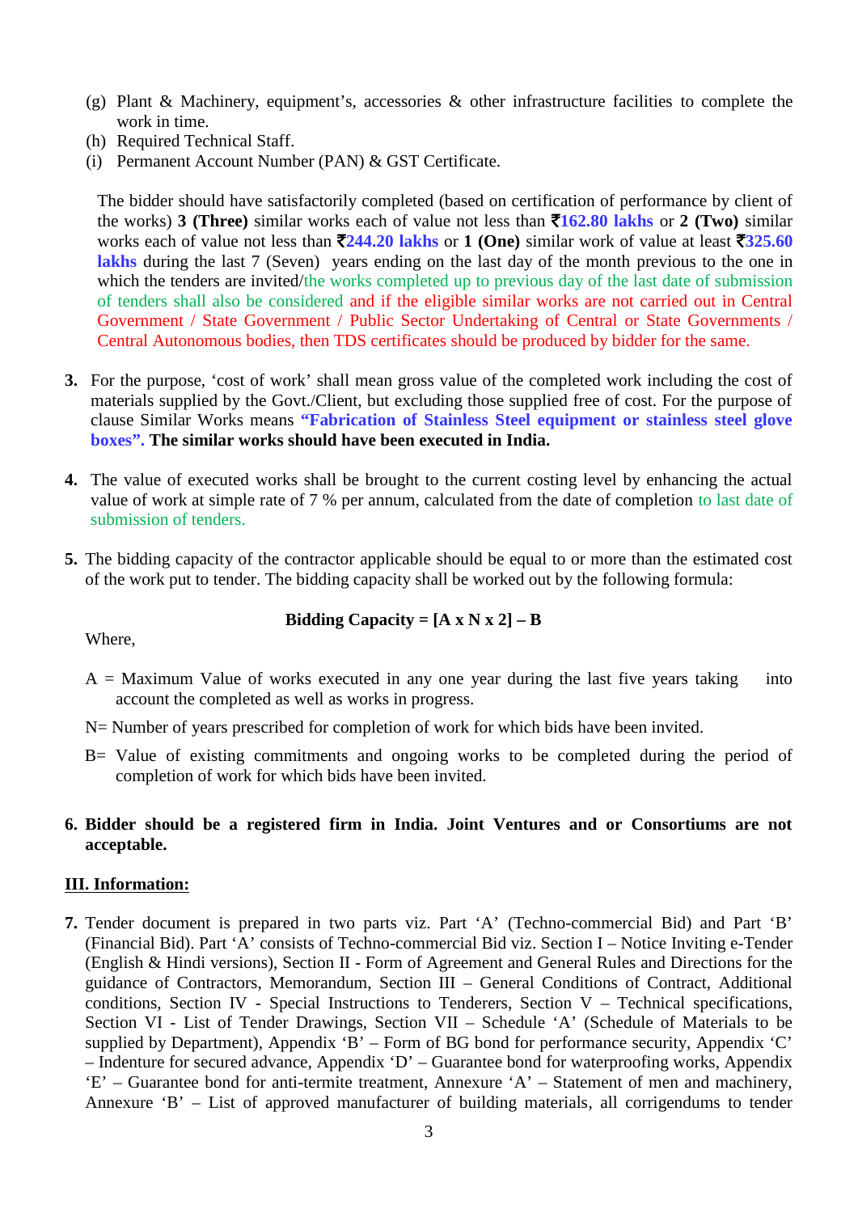(g) Plant & Machinery, equipment's, accessories & other infrastructure facilities to complete the work in time.
(h) Required Technical Staff.
(i) Permanent Account Number (PAN) & GST Certificate.

The bidder should have satisfactorily completed (based on certification of performance by client of the works) **3 (Three)** similar works each of value not less than **₹162.80 lakhs** or **2 (Two)** similar works each of value not less than **₹244.20 lakhs** or **1 (One)** similar work of value at least **₹325.60 lakhs** during the last 7 (Seven) years ending on the last day of the month previous to the one in which the tenders are invited/the works completed up to previous day of the last date of submission of tenders shall also be considered and if the eligible similar works are not carried out in Central Government / State Government / Public Sector Undertaking of Central or State Governments / Central Autonomous bodies, then TDS certificates should be produced by bidder for the same.

**3.** For the purpose, 'cost of work' shall mean gross value of the completed work including the cost of materials supplied by the Govt./Client, but excluding those supplied free of cost. For the purpose of clause Similar Works means **"Fabrication of Stainless Steel equipment or stainless steel glove boxes". The similar works should have been executed in India.**

**4.** The value of executed works shall be brought to the current costing level by enhancing the actual value of work at simple rate of 7 % per annum, calculated from the date of completion to last date of submission of tenders.

**5.** The bidding capacity of the contractor applicable should be equal to or more than the estimated cost of the work put to tender. The bidding capacity shall be worked out by the following formula:

**Bidding Capacity = [A x N x 2] – B**

Where,

A = Maximum Value of works executed in any one year during the last five years taking into account the completed as well as works in progress.

N= Number of years prescribed for completion of work for which bids have been invited.

B= Value of existing commitments and ongoing works to be completed during the period of completion of work for which bids have been invited.

**6. Bidder should be a registered firm in India. Joint Ventures and or Consortiums are not acceptable.**

## III. Information:

**7.** Tender document is prepared in two parts viz. Part 'A' (Techno-commercial Bid) and Part 'B' (Financial Bid). Part 'A' consists of Techno-commercial Bid viz. Section I – Notice Inviting e-Tender (English & Hindi versions), Section II - Form of Agreement and General Rules and Directions for the guidance of Contractors, Memorandum, Section III – General Conditions of Contract, Additional conditions, Section IV - Special Instructions to Tenderers, Section V – Technical specifications, Section VI - List of Tender Drawings, Section VII – Schedule 'A' (Schedule of Materials to be supplied by Department), Appendix 'B' – Form of BG bond for performance security, Appendix 'C' – Indenture for secured advance, Appendix 'D' – Guarantee bond for waterproofing works, Appendix 'E' – Guarantee bond for anti-termite treatment, Annexure 'A' – Statement of men and machinery, Annexure 'B' – List of approved manufacturer of building materials, all corrigendums to tender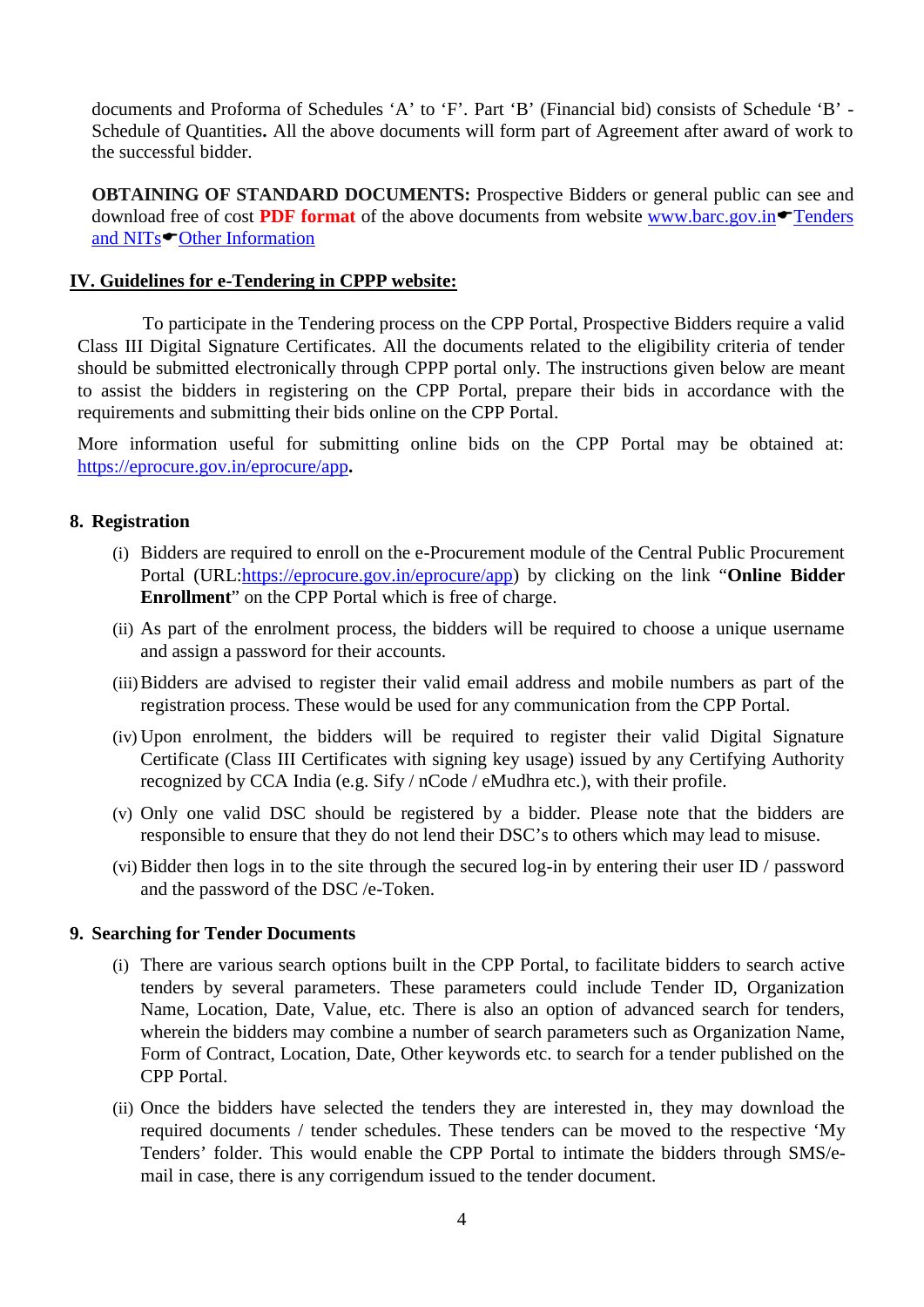documents and Proforma of Schedules 'A' to 'F'. Part 'B' (Financial bid) consists of Schedule 'B' - Schedule of Quantities**.** All the above documents will form part of Agreement after award of work to the successful bidder.

**OBTAINING OF STANDARD DOCUMENTS:** Prospective Bidders or general public can see and download free of cost **PDF format** of the above documents from website [www.barc.gov.in](www.barc.gov.in)☛[Tenders and NITs](#)☛[Other Information](#)

## IV. Guidelines for e-Tendering in CPPP website:

To participate in the Tendering process on the CPP Portal, Prospective Bidders require a valid Class III Digital Signature Certificates. All the documents related to the eligibility criteria of tender should be submitted electronically through CPPP portal only. The instructions given below are meant to assist the bidders in registering on the CPP Portal, prepare their bids in accordance with the requirements and submitting their bids online on the CPP Portal.

More information useful for submitting online bids on the CPP Portal may be obtained at: [https://eprocure.gov.in/eprocure/app](https://eprocure.gov.in/eprocure/app)**.**

### 8. Registration

(i) Bidders are required to enroll on the e-Procurement module of the Central Public Procurement Portal (URL:[https://eprocure.gov.in/eprocure/app](https://eprocure.gov.in/eprocure/app)) by clicking on the link "**Online Bidder Enrollment**" on the CPP Portal which is free of charge.

(ii) As part of the enrolment process, the bidders will be required to choose a unique username and assign a password for their accounts.

(iii) Bidders are advised to register their valid email address and mobile numbers as part of the registration process. These would be used for any communication from the CPP Portal.

(iv) Upon enrolment, the bidders will be required to register their valid Digital Signature Certificate (Class III Certificates with signing key usage) issued by any Certifying Authority recognized by CCA India (e.g. Sify / nCode / eMudhra etc.), with their profile.

(v) Only one valid DSC should be registered by a bidder. Please note that the bidders are responsible to ensure that they do not lend their DSC's to others which may lead to misuse.

(vi) Bidder then logs in to the site through the secured log-in by entering their user ID / password and the password of the DSC /e-Token.

### 9. Searching for Tender Documents

(i) There are various search options built in the CPP Portal, to facilitate bidders to search active tenders by several parameters. These parameters could include Tender ID, Organization Name, Location, Date, Value, etc. There is also an option of advanced search for tenders, wherein the bidders may combine a number of search parameters such as Organization Name, Form of Contract, Location, Date, Other keywords etc. to search for a tender published on the CPP Portal.

(ii) Once the bidders have selected the tenders they are interested in, they may download the required documents / tender schedules. These tenders can be moved to the respective 'My Tenders' folder. This would enable the CPP Portal to intimate the bidders through SMS/e-mail in case, there is any corrigendum issued to the tender document.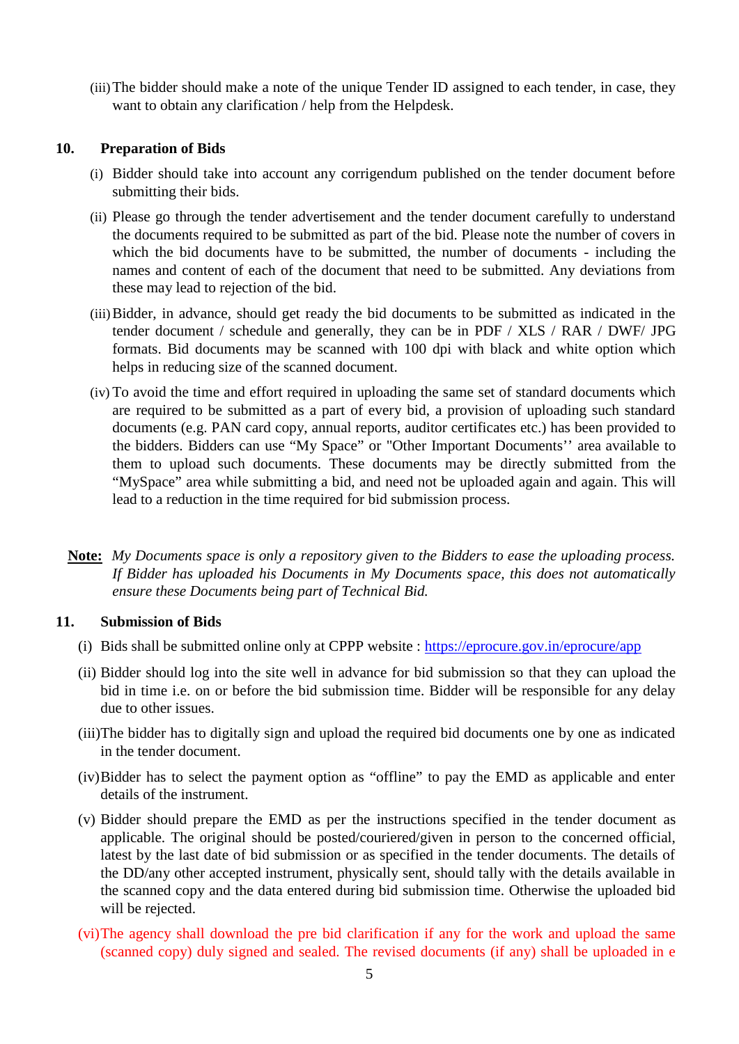(iii) The bidder should make a note of the unique Tender ID assigned to each tender, in case, they want to obtain any clarification / help from the Helpdesk.

## 10. Preparation of Bids

(i) Bidder should take into account any corrigendum published on the tender document before submitting their bids.

(ii) Please go through the tender advertisement and the tender document carefully to understand the documents required to be submitted as part of the bid. Please note the number of covers in which the bid documents have to be submitted, the number of documents - including the names and content of each of the document that need to be submitted. Any deviations from these may lead to rejection of the bid.

(iii) Bidder, in advance, should get ready the bid documents to be submitted as indicated in the tender document / schedule and generally, they can be in PDF / XLS / RAR / DWF/ JPG formats. Bid documents may be scanned with 100 dpi with black and white option which helps in reducing size of the scanned document.

(iv) To avoid the time and effort required in uploading the same set of standard documents which are required to be submitted as a part of every bid, a provision of uploading such standard documents (e.g. PAN card copy, annual reports, auditor certificates etc.) has been provided to the bidders. Bidders can use “My Space” or "Other Important Documents’’ area available to them to upload such documents. These documents may be directly submitted from the “MySpace” area while submitting a bid, and need not be uploaded again and again. This will lead to a reduction in the time required for bid submission process.

**Note:** *My Documents space is only a repository given to the Bidders to ease the uploading process. If Bidder has uploaded his Documents in My Documents space, this does not automatically ensure these Documents being part of Technical Bid.*

## 11. Submission of Bids

(i) Bids shall be submitted online only at CPPP website : https://eprocure.gov.in/eprocure/app

(ii) Bidder should log into the site well in advance for bid submission so that they can upload the bid in time i.e. on or before the bid submission time. Bidder will be responsible for any delay due to other issues.

(iii) The bidder has to digitally sign and upload the required bid documents one by one as indicated in the tender document.

(iv) Bidder has to select the payment option as “offline” to pay the EMD as applicable and enter details of the instrument.

(v) Bidder should prepare the EMD as per the instructions specified in the tender document as applicable. The original should be posted/couriered/given in person to the concerned official, latest by the last date of bid submission or as specified in the tender documents. The details of the DD/any other accepted instrument, physically sent, should tally with the details available in the scanned copy and the data entered during bid submission time. Otherwise the uploaded bid will be rejected.

(vi) The agency shall download the pre bid clarification if any for the work and upload the same (scanned copy) duly signed and sealed. The revised documents (if any) shall be uploaded in e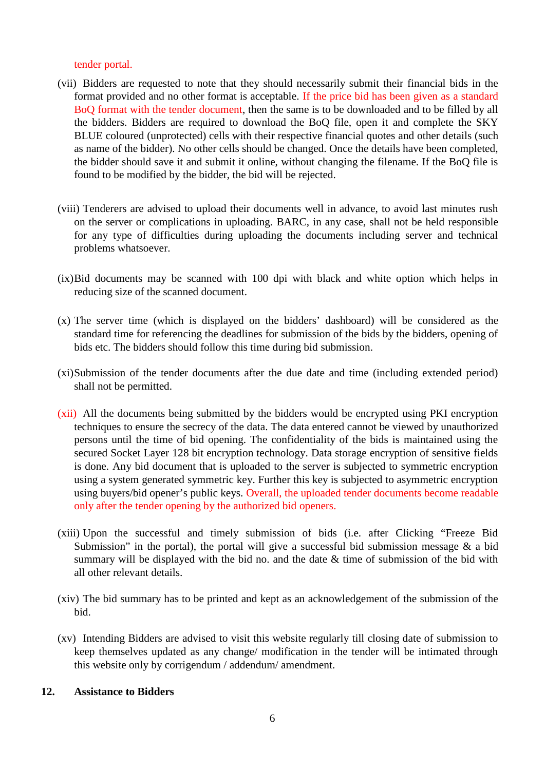tender portal.

(vii) Bidders are requested to note that they should necessarily submit their financial bids in the format provided and no other format is acceptable. If the price bid has been given as a standard BoQ format with the tender document, then the same is to be downloaded and to be filled by all the bidders. Bidders are required to download the BoQ file, open it and complete the SKY BLUE coloured (unprotected) cells with their respective financial quotes and other details (such as name of the bidder). No other cells should be changed. Once the details have been completed, the bidder should save it and submit it online, without changing the filename. If the BoQ file is found to be modified by the bidder, the bid will be rejected.

(viii) Tenderers are advised to upload their documents well in advance, to avoid last minutes rush on the server or complications in uploading. BARC, in any case, shall not be held responsible for any type of difficulties during uploading the documents including server and technical problems whatsoever.

(ix) Bid documents may be scanned with 100 dpi with black and white option which helps in reducing size of the scanned document.

(x) The server time (which is displayed on the bidders' dashboard) will be considered as the standard time for referencing the deadlines for submission of the bids by the bidders, opening of bids etc. The bidders should follow this time during bid submission.

(xi) Submission of the tender documents after the due date and time (including extended period) shall not be permitted.

(xii) All the documents being submitted by the bidders would be encrypted using PKI encryption techniques to ensure the secrecy of the data. The data entered cannot be viewed by unauthorized persons until the time of bid opening. The confidentiality of the bids is maintained using the secured Socket Layer 128 bit encryption technology. Data storage encryption of sensitive fields is done. Any bid document that is uploaded to the server is subjected to symmetric encryption using a system generated symmetric key. Further this key is subjected to asymmetric encryption using buyers/bid opener's public keys. Overall, the uploaded tender documents become readable only after the tender opening by the authorized bid openers.

(xiii) Upon the successful and timely submission of bids (i.e. after Clicking "Freeze Bid Submission" in the portal), the portal will give a successful bid submission message & a bid summary will be displayed with the bid no. and the date & time of submission of the bid with all other relevant details.

(xiv) The bid summary has to be printed and kept as an acknowledgement of the submission of the bid.

(xv) Intending Bidders are advised to visit this website regularly till closing date of submission to keep themselves updated as any change/ modification in the tender will be intimated through this website only by corrigendum / addendum/ amendment.

## 12. Assistance to Bidders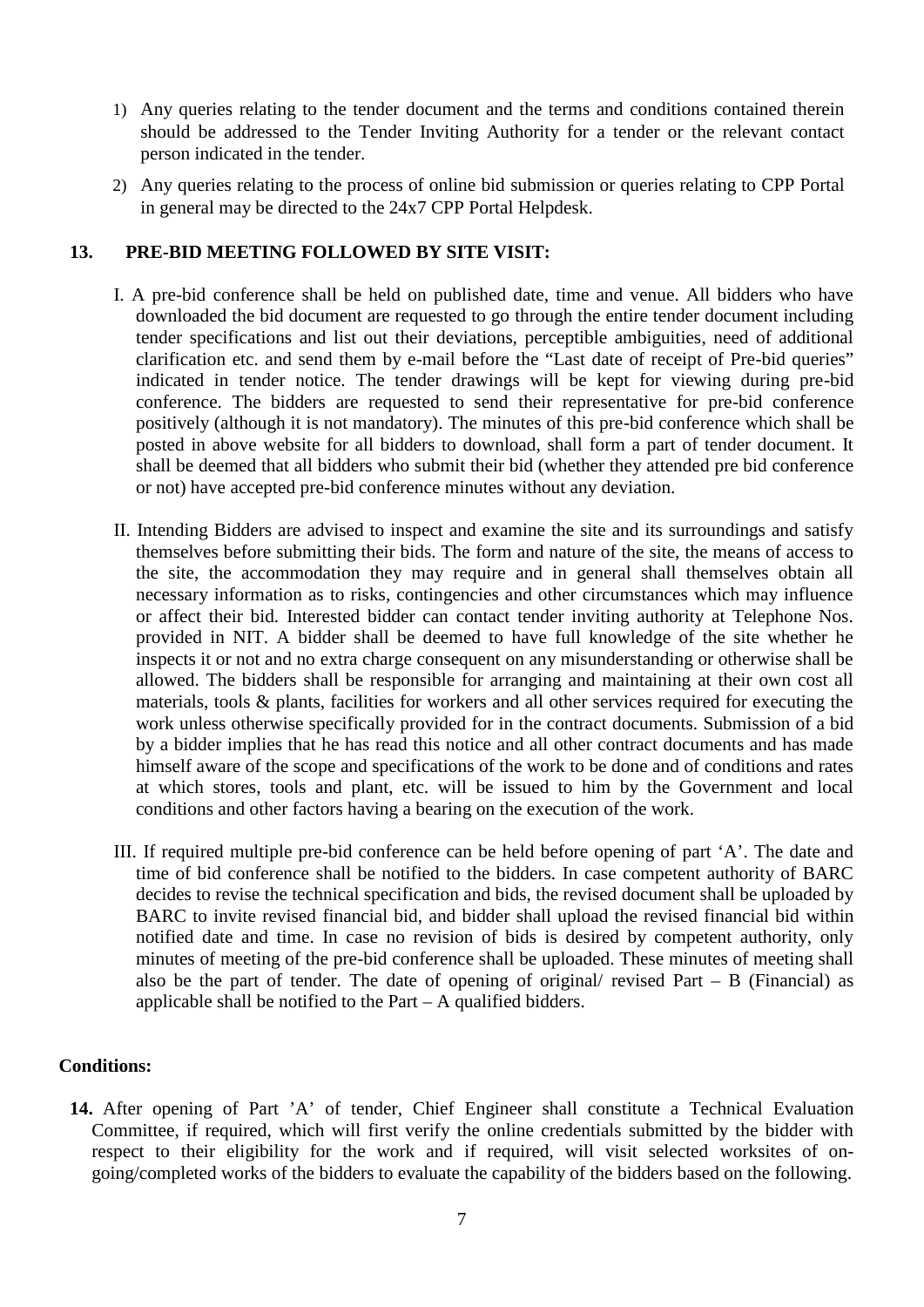1) Any queries relating to the tender document and the terms and conditions contained therein should be addressed to the Tender Inviting Authority for a tender or the relevant contact person indicated in the tender.

2) Any queries relating to the process of online bid submission or queries relating to CPP Portal in general may be directed to the 24x7 CPP Portal Helpdesk.

## 13. PRE-BID MEETING FOLLOWED BY SITE VISIT:

I. A pre-bid conference shall be held on published date, time and venue. All bidders who have downloaded the bid document are requested to go through the entire tender document including tender specifications and list out their deviations, perceptible ambiguities, need of additional clarification etc. and send them by e-mail before the "Last date of receipt of Pre-bid queries" indicated in tender notice. The tender drawings will be kept for viewing during pre-bid conference. The bidders are requested to send their representative for pre-bid conference positively (although it is not mandatory). The minutes of this pre-bid conference which shall be posted in above website for all bidders to download, shall form a part of tender document. It shall be deemed that all bidders who submit their bid (whether they attended pre bid conference or not) have accepted pre-bid conference minutes without any deviation.

II. Intending Bidders are advised to inspect and examine the site and its surroundings and satisfy themselves before submitting their bids. The form and nature of the site, the means of access to the site, the accommodation they may require and in general shall themselves obtain all necessary information as to risks, contingencies and other circumstances which may influence or affect their bid. Interested bidder can contact tender inviting authority at Telephone Nos. provided in NIT. A bidder shall be deemed to have full knowledge of the site whether he inspects it or not and no extra charge consequent on any misunderstanding or otherwise shall be allowed. The bidders shall be responsible for arranging and maintaining at their own cost all materials, tools & plants, facilities for workers and all other services required for executing the work unless otherwise specifically provided for in the contract documents. Submission of a bid by a bidder implies that he has read this notice and all other contract documents and has made himself aware of the scope and specifications of the work to be done and of conditions and rates at which stores, tools and plant, etc. will be issued to him by the Government and local conditions and other factors having a bearing on the execution of the work.

III. If required multiple pre-bid conference can be held before opening of part 'A'. The date and time of bid conference shall be notified to the bidders. In case competent authority of BARC decides to revise the technical specification and bids, the revised document shall be uploaded by BARC to invite revised financial bid, and bidder shall upload the revised financial bid within notified date and time. In case no revision of bids is desired by competent authority, only minutes of meeting of the pre-bid conference shall be uploaded. These minutes of meeting shall also be the part of tender. The date of opening of original/ revised Part – B (Financial) as applicable shall be notified to the Part – A qualified bidders.

**Conditions:**

**14.** After opening of Part 'A' of tender, Chief Engineer shall constitute a Technical Evaluation Committee, if required, which will first verify the online credentials submitted by the bidder with respect to their eligibility for the work and if required, will visit selected worksites of on-going/completed works of the bidders to evaluate the capability of the bidders based on the following.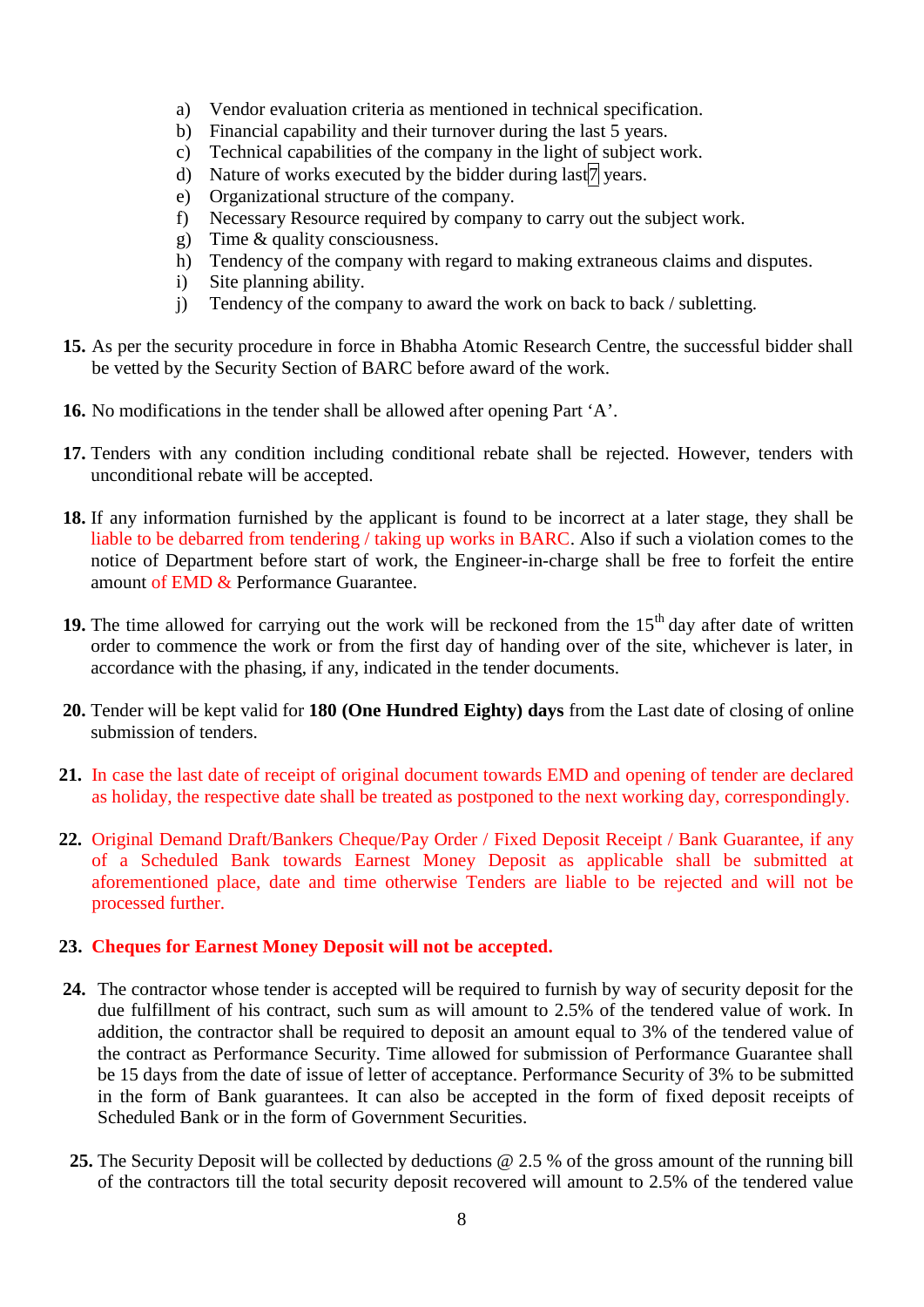a) Vendor evaluation criteria as mentioned in technical specification.
b) Financial capability and their turnover during the last 5 years.
c) Technical capabilities of the company in the light of subject work.
d) Nature of works executed by the bidder during last 7 years.
e) Organizational structure of the company.
f) Necessary Resource required by company to carry out the subject work.
g) Time & quality consciousness.
h) Tendency of the company with regard to making extraneous claims and disputes.
i) Site planning ability.
j) Tendency of the company to award the work on back to back / subletting.

**15.** As per the security procedure in force in Bhabha Atomic Research Centre, the successful bidder shall be vetted by the Security Section of BARC before award of the work.

**16.** No modifications in the tender shall be allowed after opening Part 'A'.

**17.** Tenders with any condition including conditional rebate shall be rejected. However, tenders with unconditional rebate will be accepted.

**18.** If any information furnished by the applicant is found to be incorrect at a later stage, they shall be liable to be debarred from tendering / taking up works in BARC. Also if such a violation comes to the notice of Department before start of work, the Engineer-in-charge shall be free to forfeit the entire amount of EMD & Performance Guarantee.

**19.** The time allowed for carrying out the work will be reckoned from the 15th day after date of written order to commence the work or from the first day of handing over of the site, whichever is later, in accordance with the phasing, if any, indicated in the tender documents.

**20.** Tender will be kept valid for **180 (One Hundred Eighty) days** from the Last date of closing of online submission of tenders.

**21.** In case the last date of receipt of original document towards EMD and opening of tender are declared as holiday, the respective date shall be treated as postponed to the next working day, correspondingly.

**22.** Original Demand Draft/Bankers Cheque/Pay Order / Fixed Deposit Receipt / Bank Guarantee, if any of a Scheduled Bank towards Earnest Money Deposit as applicable shall be submitted at aforementioned place, date and time otherwise Tenders are liable to be rejected and will not be processed further.

**23.** **Cheques for Earnest Money Deposit will not be accepted.**

**24.** The contractor whose tender is accepted will be required to furnish by way of security deposit for the due fulfillment of his contract, such sum as will amount to 2.5% of the tendered value of work. In addition, the contractor shall be required to deposit an amount equal to 3% of the tendered value of the contract as Performance Security. Time allowed for submission of Performance Guarantee shall be 15 days from the date of issue of letter of acceptance. Performance Security of 3% to be submitted in the form of Bank guarantees. It can also be accepted in the form of fixed deposit receipts of Scheduled Bank or in the form of Government Securities.

**25.** The Security Deposit will be collected by deductions @ 2.5 % of the gross amount of the running bill of the contractors till the total security deposit recovered will amount to 2.5% of the tendered value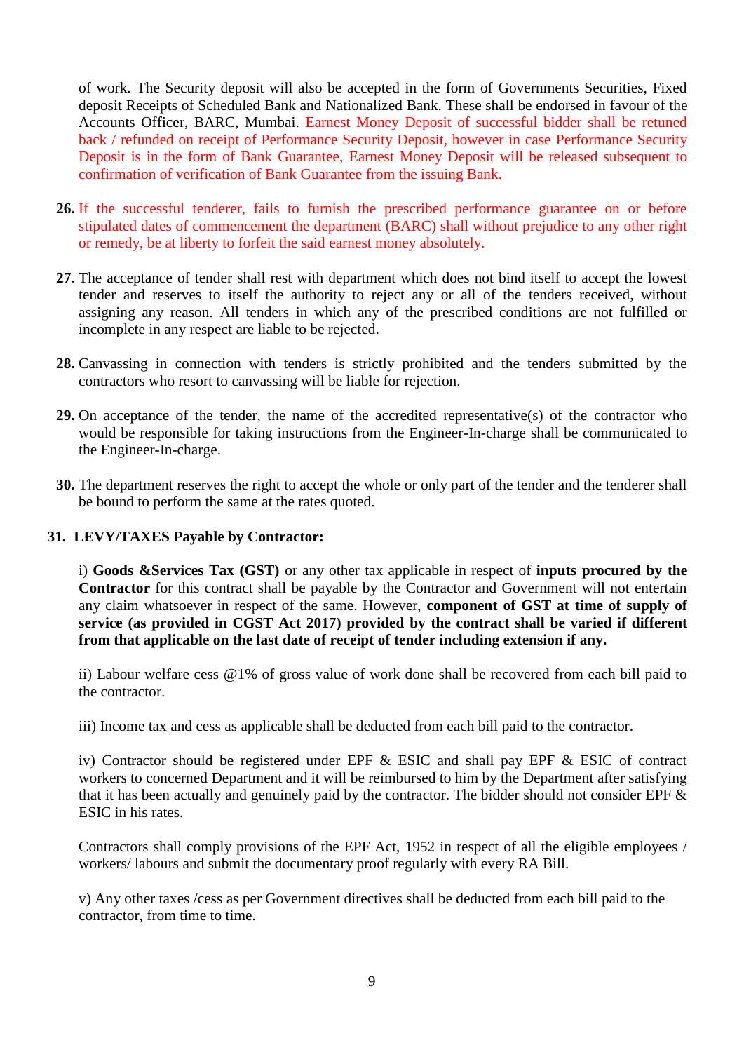of work. The Security deposit will also be accepted in the form of Governments Securities, Fixed deposit Receipts of Scheduled Bank and Nationalized Bank. These shall be endorsed in favour of the Accounts Officer, BARC, Mumbai. Earnest Money Deposit of successful bidder shall be retuned back / refunded on receipt of Performance Security Deposit, however in case Performance Security Deposit is in the form of Bank Guarantee, Earnest Money Deposit will be released subsequent to confirmation of verification of Bank Guarantee from the issuing Bank.

**26.** If the successful tenderer, fails to furnish the prescribed performance guarantee on or before stipulated dates of commencement the department (BARC) shall without prejudice to any other right or remedy, be at liberty to forfeit the said earnest money absolutely.

**27.** The acceptance of tender shall rest with department which does not bind itself to accept the lowest tender and reserves to itself the authority to reject any or all of the tenders received, without assigning any reason. All tenders in which any of the prescribed conditions are not fulfilled or incomplete in any respect are liable to be rejected.

**28.** Canvassing in connection with tenders is strictly prohibited and the tenders submitted by the contractors who resort to canvassing will be liable for rejection.

**29.** On acceptance of the tender, the name of the accredited representative(s) of the contractor who would be responsible for taking instructions from the Engineer-In-charge shall be communicated to the Engineer-In-charge.

**30.** The department reserves the right to accept the whole or only part of the tender and the tenderer shall be bound to perform the same at the rates quoted.

**31. LEVY/TAXES Payable by Contractor:**

i) **Goods &Services Tax (GST)** or any other tax applicable in respect of **inputs procured by the Contractor** for this contract shall be payable by the Contractor and Government will not entertain any claim whatsoever in respect of the same. However, **component of GST at time of supply of service (as provided in CGST Act 2017) provided by the contract shall be varied if different from that applicable on the last date of receipt of tender including extension if any.**

ii) Labour welfare cess @1% of gross value of work done shall be recovered from each bill paid to the contractor.

iii) Income tax and cess as applicable shall be deducted from each bill paid to the contractor.

iv) Contractor should be registered under EPF & ESIC and shall pay EPF & ESIC of contract workers to concerned Department and it will be reimbursed to him by the Department after satisfying that it has been actually and genuinely paid by the contractor. The bidder should not consider EPF & ESIC in his rates.

Contractors shall comply provisions of the EPF Act, 1952 in respect of all the eligible employees / workers/ labours and submit the documentary proof regularly with every RA Bill.

v) Any other taxes /cess as per Government directives shall be deducted from each bill paid to the contractor, from time to time.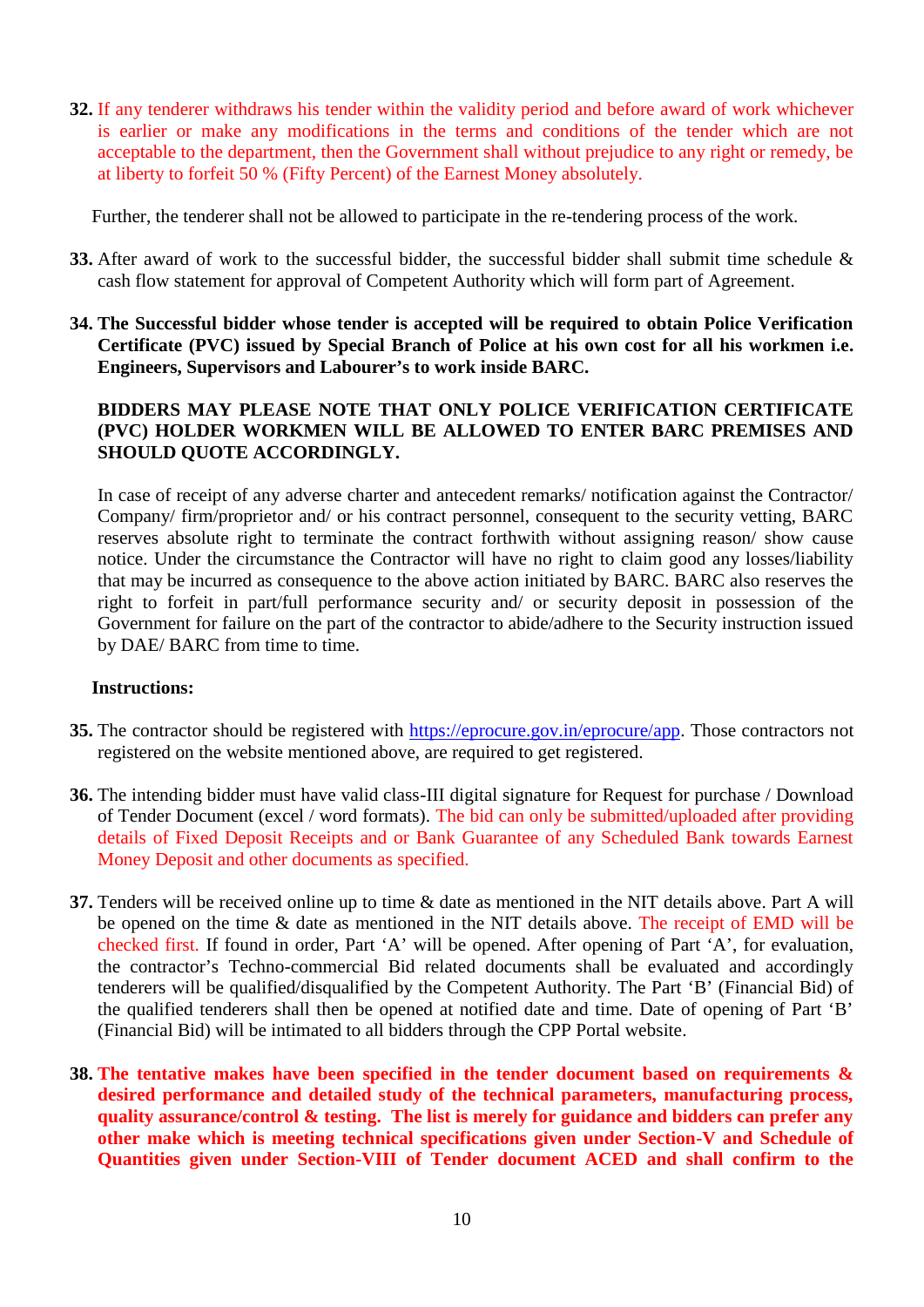**32.** If any tenderer withdraws his tender within the validity period and before award of work whichever is earlier or make any modifications in the terms and conditions of the tender which are not acceptable to the department, then the Government shall without prejudice to any right or remedy, be at liberty to forfeit 50 % (Fifty Percent) of the Earnest Money absolutely.

Further, the tenderer shall not be allowed to participate in the re-tendering process of the work.

**33.** After award of work to the successful bidder, the successful bidder shall submit time schedule & cash flow statement for approval of Competent Authority which will form part of Agreement.

**34. The Successful bidder whose tender is accepted will be required to obtain Police Verification Certificate (PVC) issued by Special Branch of Police at his own cost for all his workmen i.e. Engineers, Supervisors and Labourer's to work inside BARC.**

**BIDDERS MAY PLEASE NOTE THAT ONLY POLICE VERIFICATION CERTIFICATE (PVC) HOLDER WORKMEN WILL BE ALLOWED TO ENTER BARC PREMISES AND SHOULD QUOTE ACCORDINGLY.**

In case of receipt of any adverse charter and antecedent remarks/ notification against the Contractor/ Company/ firm/proprietor and/ or his contract personnel, consequent to the security vetting, BARC reserves absolute right to terminate the contract forthwith without assigning reason/ show cause notice. Under the circumstance the Contractor will have no right to claim good any losses/liability that may be incurred as consequence to the above action initiated by BARC. BARC also reserves the right to forfeit in part/full performance security and/ or security deposit in possession of the Government for failure on the part of the contractor to abide/adhere to the Security instruction issued by DAE/ BARC from time to time.

**Instructions:**

**35.** The contractor should be registered with https://eprocure.gov.in/eprocure/app. Those contractors not registered on the website mentioned above, are required to get registered.

**36.** The intending bidder must have valid class-III digital signature for Request for purchase / Download of Tender Document (excel / word formats). The bid can only be submitted/uploaded after providing details of Fixed Deposit Receipts and or Bank Guarantee of any Scheduled Bank towards Earnest Money Deposit and other documents as specified.

**37.** Tenders will be received online up to time & date as mentioned in the NIT details above. Part A will be opened on the time & date as mentioned in the NIT details above. The receipt of EMD will be checked first. If found in order, Part 'A' will be opened. After opening of Part 'A', for evaluation, the contractor's Techno-commercial Bid related documents shall be evaluated and accordingly tenderers will be qualified/disqualified by the Competent Authority. The Part 'B' (Financial Bid) of the qualified tenderers shall then be opened at notified date and time. Date of opening of Part 'B' (Financial Bid) will be intimated to all bidders through the CPP Portal website.

**38. The tentative makes have been specified in the tender document based on requirements & desired performance and detailed study of the technical parameters, manufacturing process, quality assurance/control & testing. The list is merely for guidance and bidders can prefer any other make which is meeting technical specifications given under Section-V and Schedule of Quantities given under Section-VIII of Tender document ACED and shall confirm to the**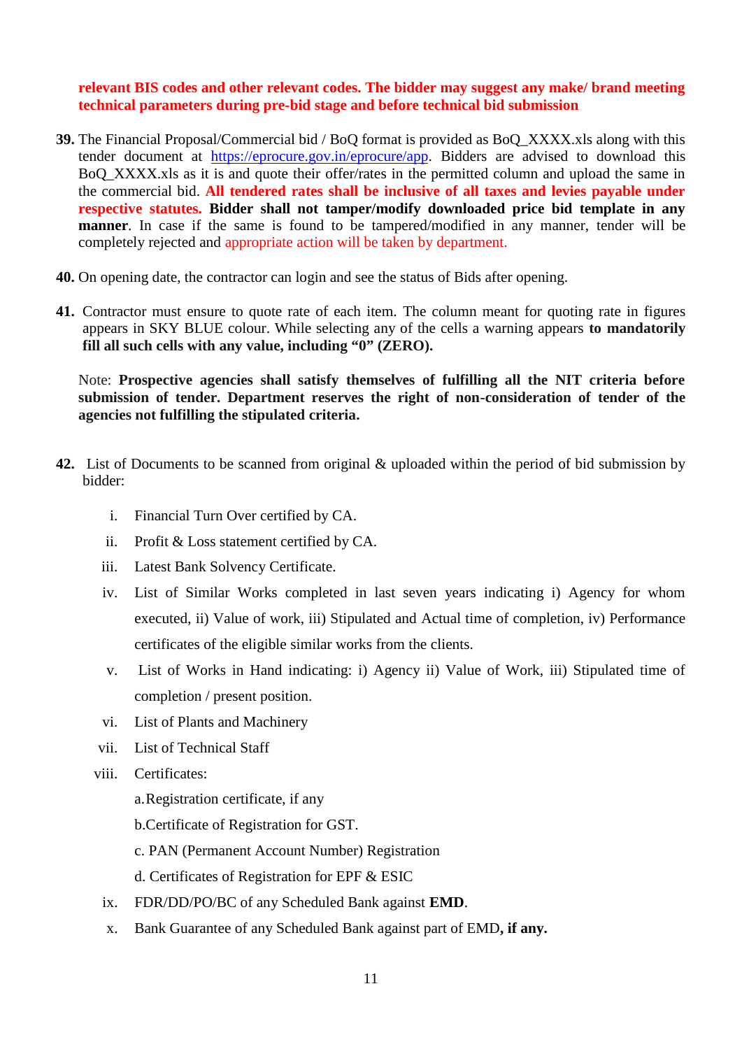**relevant BIS codes and other relevant codes. The bidder may suggest any make/ brand meeting technical parameters during pre-bid stage and before technical bid submission**

**39.** The Financial Proposal/Commercial bid / BoQ format is provided as BoQ_XXXX.xls along with this tender document at https://eprocure.gov.in/eprocure/app. Bidders are advised to download this BoQ_XXXX.xls as it is and quote their offer/rates in the permitted column and upload the same in the commercial bid. **All tendered rates shall be inclusive of all taxes and levies payable under respective statutes. Bidder shall not tamper/modify downloaded price bid template in any manner**. In case if the same is found to be tampered/modified in any manner, tender will be completely rejected and appropriate action will be taken by department.

**40.** On opening date, the contractor can login and see the status of Bids after opening.

**41.** Contractor must ensure to quote rate of each item. The column meant for quoting rate in figures appears in SKY BLUE colour. While selecting any of the cells a warning appears **to mandatorily fill all such cells with any value, including "0" (ZERO).**

Note: **Prospective agencies shall satisfy themselves of fulfilling all the NIT criteria before submission of tender. Department reserves the right of non-consideration of tender of the agencies not fulfilling the stipulated criteria.**

**42.** List of Documents to be scanned from original & uploaded within the period of bid submission by bidder:

i. Financial Turn Over certified by CA.

ii. Profit & Loss statement certified by CA.

iii. Latest Bank Solvency Certificate.

iv. List of Similar Works completed in last seven years indicating i) Agency for whom executed, ii) Value of work, iii) Stipulated and Actual time of completion, iv) Performance certificates of the eligible similar works from the clients.

v. List of Works in Hand indicating: i) Agency ii) Value of Work, iii) Stipulated time of completion / present position.

vi. List of Plants and Machinery

vii. List of Technical Staff

viii. Certificates:

a. Registration certificate, if any

b. Certificate of Registration for GST.

c. PAN (Permanent Account Number) Registration

d. Certificates of Registration for EPF & ESIC

ix. FDR/DD/PO/BC of any Scheduled Bank against **EMD**.

x. Bank Guarantee of any Scheduled Bank against part of EMD**, if any.**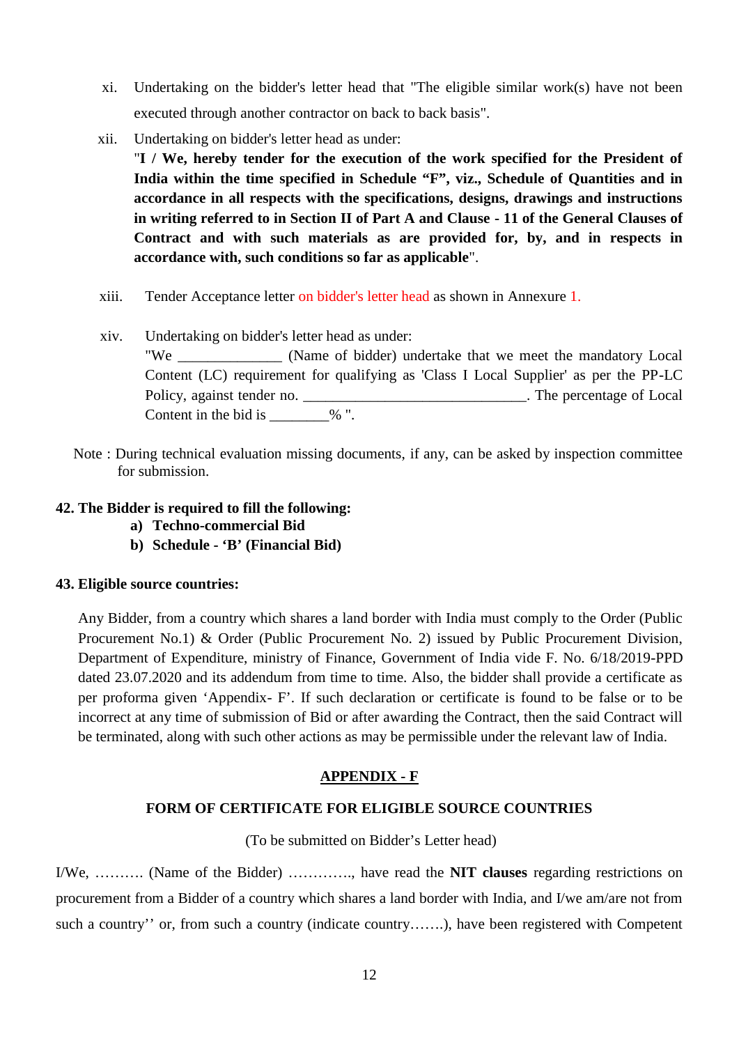xi. Undertaking on the bidder's letter head that "The eligible similar work(s) have not been executed through another contractor on back to back basis".

xii. Undertaking on bidder's letter head as under:
"**I / We, hereby tender for the execution of the work specified for the President of India within the time specified in Schedule "F", viz., Schedule of Quantities and in accordance in all respects with the specifications, designs, drawings and instructions in writing referred to in Section II of Part A and Clause - 11 of the General Clauses of Contract and with such materials as are provided for, by, and in respects in accordance with, such conditions so far as applicable**".

xiii. Tender Acceptance letter on bidder's letter head as shown in Annexure 1.

xiv. Undertaking on bidder's letter head as under:
"We ______________ (Name of bidder) undertake that we meet the mandatory Local Content (LC) requirement for qualifying as 'Class I Local Supplier' as per the PP-LC Policy, against tender no. ______________________________. The percentage of Local Content in the bid is ________% ".

Note : During technical evaluation missing documents, if any, can be asked by inspection committee for submission.

**42. The Bidder is required to fill the following:**

a) **Techno-commercial Bid**
b) **Schedule - 'B' (Financial Bid)**

**43. Eligible source countries:**

Any Bidder, from a country which shares a land border with India must comply to the Order (Public Procurement No.1) & Order (Public Procurement No. 2) issued by Public Procurement Division, Department of Expenditure, ministry of Finance, Government of India vide F. No. 6/18/2019-PPD dated 23.07.2020 and its addendum from time to time. Also, the bidder shall provide a certificate as per proforma given 'Appendix- F'. If such declaration or certificate is found to be false or to be incorrect at any time of submission of Bid or after awarding the Contract, then the said Contract will be terminated, along with such other actions as may be permissible under the relevant law of India.

## APPENDIX - F

### FORM OF CERTIFICATE FOR ELIGIBLE SOURCE COUNTRIES

(To be submitted on Bidder's Letter head)

I/We, ………. (Name of the Bidder) …………., have read the **NIT clauses** regarding restrictions on procurement from a Bidder of a country which shares a land border with India, and I/we am/are not from such a country'' or, from such a country (indicate country…….), have been registered with Competent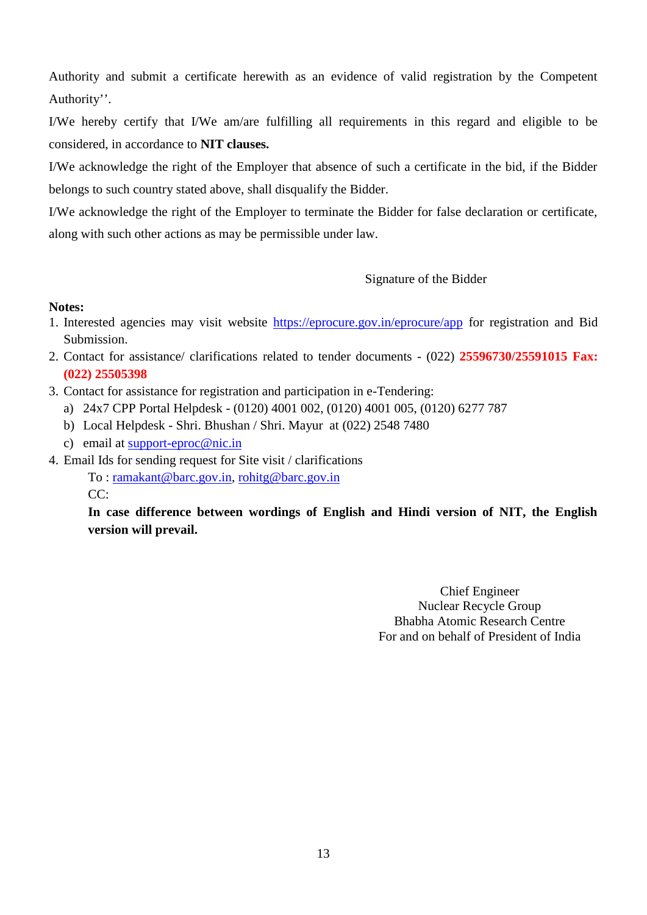Authority and submit a certificate herewith as an evidence of valid registration by the Competent Authority''.

I/We hereby certify that I/We am/are fulfilling all requirements in this regard and eligible to be considered, in accordance to **NIT clauses.**

I/We acknowledge the right of the Employer that absence of such a certificate in the bid, if the Bidder belongs to such country stated above, shall disqualify the Bidder.

I/We acknowledge the right of the Employer to terminate the Bidder for false declaration or certificate, along with such other actions as may be permissible under law.

Signature of the Bidder

**Notes:**

1. Interested agencies may visit website https://eprocure.gov.in/eprocure/app for registration and Bid Submission.
2. Contact for assistance/ clarifications related to tender documents - (022) **25596730/25591015 Fax: (022) 25505398**
3. Contact for assistance for registration and participation in e-Tendering:
   a) 24x7 CPP Portal Helpdesk - (0120) 4001 002, (0120) 4001 005, (0120) 6277 787
   b) Local Helpdesk - Shri. Bhushan / Shri. Mayur at (022) 2548 7480
   c) email at support-eproc@nic.in
4. Email Ids for sending request for Site visit / clarifications

   To : ramakant@barc.gov.in, rohitg@barc.gov.in

   CC:

   **In case difference between wordings of English and Hindi version of NIT, the English version will prevail.**

Chief Engineer
Nuclear Recycle Group
Bhabha Atomic Research Centre
For and on behalf of President of India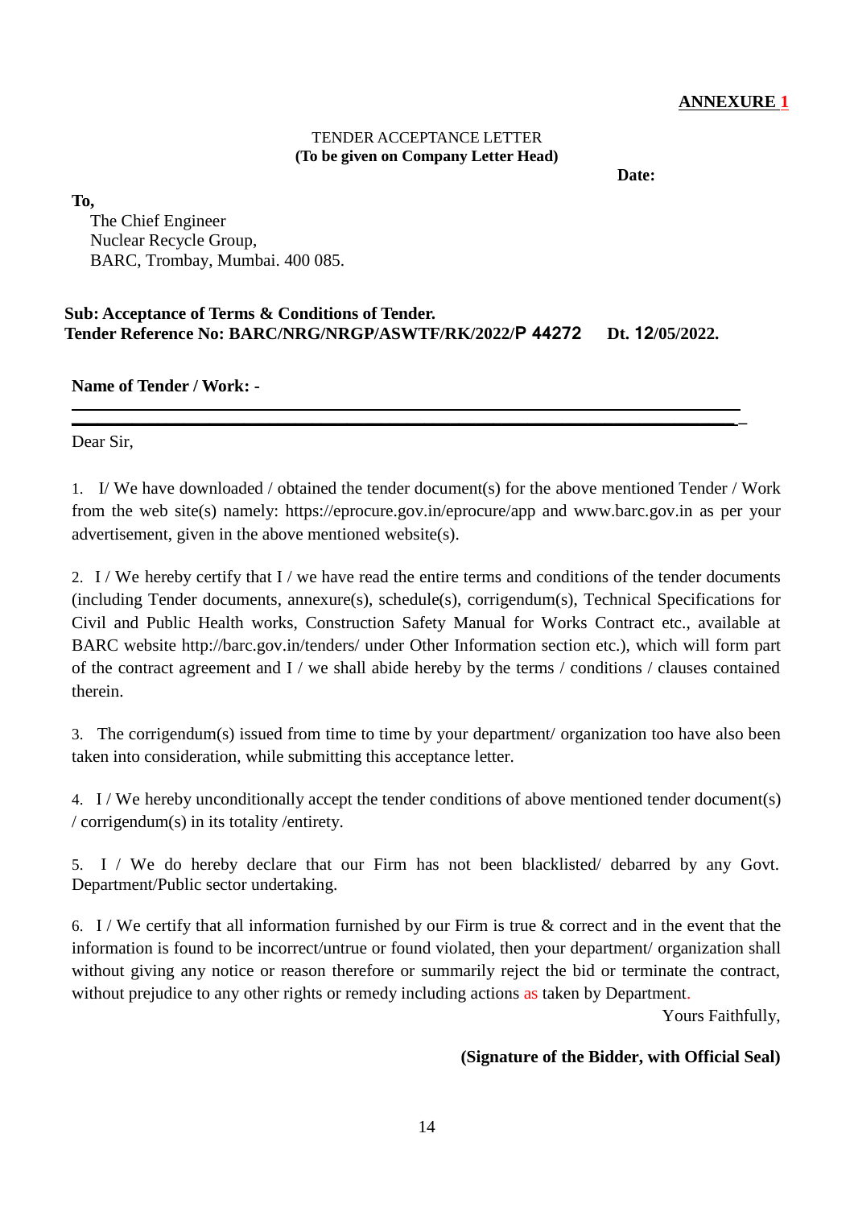**ANNEXURE 1**

TENDER ACCEPTANCE LETTER
**(To be given on Company Letter Head)**

**Date:**

**To,**

The Chief Engineer
Nuclear Recycle Group,
BARC, Trombay, Mumbai. 400 085.

**Sub: Acceptance of Terms & Conditions of Tender.**
**Tender Reference No: BARC/NRG/NRGP/ASWTF/RK/2022/P 44272 Dt. 12/05/2022.**

**Name of Tender / Work: -**

______________________________________________________________________________

______________________________________________________________________________

Dear Sir,

1. I/ We have downloaded / obtained the tender document(s) for the above mentioned Tender / Work from the web site(s) namely: https://eprocure.gov.in/eprocure/app and www.barc.gov.in as per your advertisement, given in the above mentioned website(s).

2. I / We hereby certify that I / we have read the entire terms and conditions of the tender documents (including Tender documents, annexure(s), schedule(s), corrigendum(s), Technical Specifications for Civil and Public Health works, Construction Safety Manual for Works Contract etc., available at BARC website http://barc.gov.in/tenders/ under Other Information section etc.), which will form part of the contract agreement and I / we shall abide hereby by the terms / conditions / clauses contained therein.

3. The corrigendum(s) issued from time to time by your department/ organization too have also been taken into consideration, while submitting this acceptance letter.

4. I / We hereby unconditionally accept the tender conditions of above mentioned tender document(s) / corrigendum(s) in its totality /entirety.

5. I / We do hereby declare that our Firm has not been blacklisted/ debarred by any Govt. Department/Public sector undertaking.

6. I / We certify that all information furnished by our Firm is true & correct and in the event that the information is found to be incorrect/untrue or found violated, then your department/ organization shall without giving any notice or reason therefore or summarily reject the bid or terminate the contract, without prejudice to any other rights or remedy including actions as taken by Department.

Yours Faithfully,

**(Signature of the Bidder, with Official Seal)**